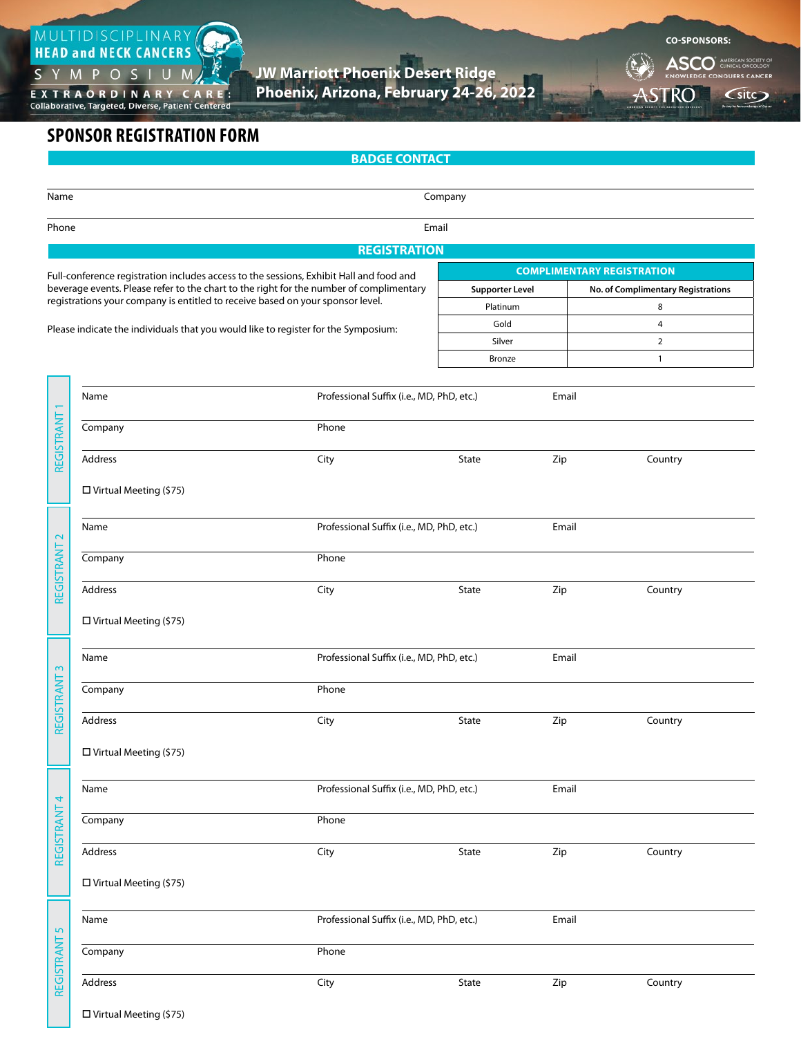MULTIDISCIPLINARY **HEAD and NECK CANCERS** SYMPOSIUM

EXTRAORDINARY CARE: Collaborative, Targeted, Diverse, Patient Centered

**JW Marriott Phoenix Desert Ridge**
**Phoenix, Arizona, February 24-26, 2022**

CO-SPONSORS: ASCO American Society of Clinical Oncology — Knowledge Conquers Cancer; ASTRO; sitc

# SPONSOR REGISTRATION FORM

## BADGE CONTACT

Name ______________________ Company ______________________

Phone ______________________ Email ______________________

## REGISTRATION

Full-conference registration includes access to the sessions, Exhibit Hall and food and beverage events. Please refer to the chart to the right for the number of complimentary registrations your company is entitled to receive based on your sponsor level.

Please indicate the individuals that you would like to register for the Symposium:

| COMPLIMENTARY REGISTRATION | |
|---|---|
| **Supporter Level** | **No. of Complimentary Registrations** |
| Platinum | 8 |
| Gold | 4 |
| Silver | 2 |
| Bronze | 1 |

### REGISTRANT 1

Name ______ Professional Suffix (i.e., MD, PhD, etc.) ______ Email ______

Company ______ Phone ______

Address ______ City ______ State ______ Zip ______ Country ______

☐ Virtual Meeting ($75)

### REGISTRANT 2

Name ______ Professional Suffix (i.e., MD, PhD, etc.) ______ Email ______

Company ______ Phone ______

Address ______ City ______ State ______ Zip ______ Country ______

☐ Virtual Meeting ($75)

### REGISTRANT 3

Name ______ Professional Suffix (i.e., MD, PhD, etc.) ______ Email ______

Company ______ Phone ______

Address ______ City ______ State ______ Zip ______ Country ______

☐ Virtual Meeting ($75)

### REGISTRANT 4

Name ______ Professional Suffix (i.e., MD, PhD, etc.) ______ Email ______

Company ______ Phone ______

Address ______ City ______ State ______ Zip ______ Country ______

☐ Virtual Meeting ($75)

### REGISTRANT 5

Name ______ Professional Suffix (i.e., MD, PhD, etc.) ______ Email ______

Company ______ Phone ______

Address ______ City ______ State ______ Zip ______ Country ______

☐ Virtual Meeting ($75)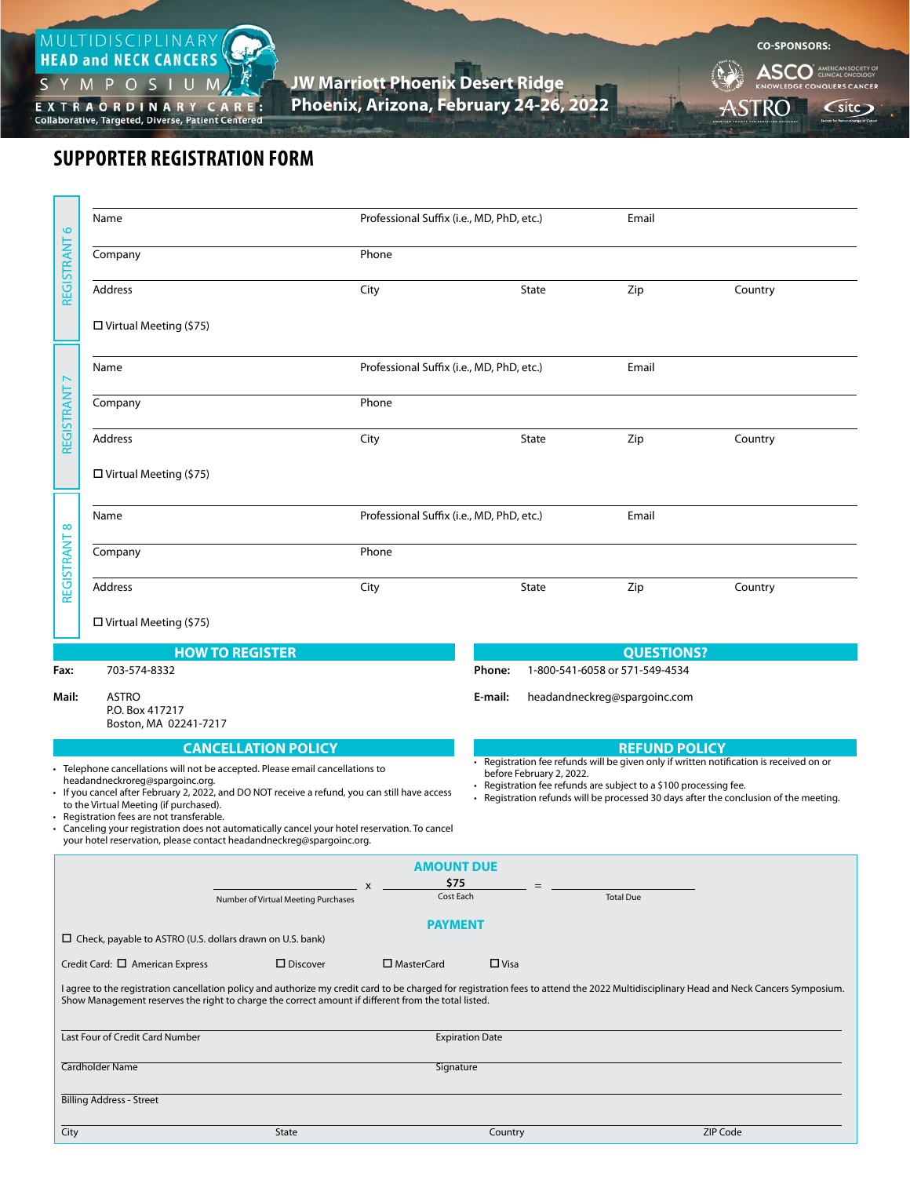MULTIDISCIPLINARY
HEAD and NECK CANCERS
SYMPOSIUM
EXTRAORDINARY CARE:
Collaborative, Targeted, Diverse, Patient Centered

**JW Marriott Phoenix Desert Ridge**
**Phoenix, Arizona, February 24-26, 2022**

CO-SPONSORS:

# SUPPORTER REGISTRATION FORM

## REGISTRANT 6

Name | Professional Suffix (i.e., MD, PhD, etc.) | Email

Company | Phone

Address | City | State | Zip | Country

☐ Virtual Meeting ($75)

## REGISTRANT 7

Name | Professional Suffix (i.e., MD, PhD, etc.) | Email

Company | Phone

Address | City | State | Zip | Country

☐ Virtual Meeting ($75)

## REGISTRANT 8

Name | Professional Suffix (i.e., MD, PhD, etc.) | Email

Company | Phone

Address | City | State | Zip | Country

☐ Virtual Meeting ($75)

## HOW TO REGISTER

**Fax:** 703-574-8332

**Mail:** ASTRO
P.O. Box 417217
Boston, MA 02241-7217

## QUESTIONS?

**Phone:** 1-800-541-6058 or 571-549-4534

**E-mail:** headandneckreg@spargoinc.com

## CANCELLATION POLICY

- Telephone cancellations will not be accepted. Please email cancellations to headandneckroreg@spargoinc.org.
- If you cancel after February 2, 2022, and DO NOT receive a refund, you can still have access to the Virtual Meeting (if purchased).
- Registration fees are not transferable.
- Canceling your registration does not automatically cancel your hotel reservation. To cancel your hotel reservation, please contact headandneckreg@spargoinc.org.

## REFUND POLICY

- Registration fee refunds will be given only if written notification is received on or before February 2, 2022.
- Registration fee refunds are subject to a $100 processing fee.
- Registration refunds will be processed 30 days after the conclusion of the meeting.

## AMOUNT DUE

_______ x $75 = _______

Number of Virtual Meeting Purchases x Cost Each = Total Due

## PAYMENT

☐ Check, payable to ASTRO (U.S. dollars drawn on U.S. bank)

Credit Card: ☐ American Express ☐ Discover ☐ MasterCard ☐ Visa

I agree to the registration cancellation policy and authorize my credit card to be charged for registration fees to attend the 2022 Multidisciplinary Head and Neck Cancers Symposium. Show Management reserves the right to charge the correct amount if different from the total listed.

Last Four of Credit Card Number | Expiration Date

Cardholder Name | Signature

Billing Address - Street

City | State | Country | ZIP Code